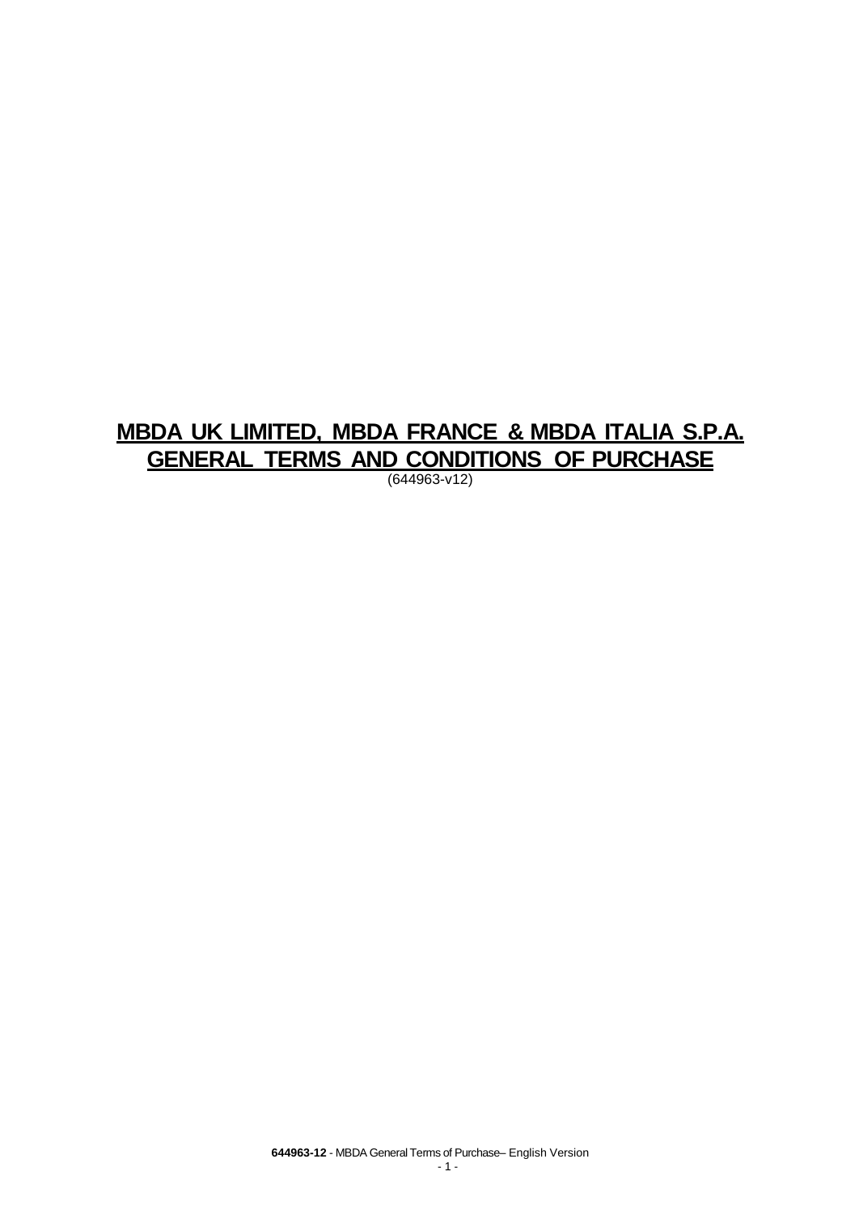# MBDA UK LIMITED, MBDA FRANCE & MBDA ITALIA S.P.A. GENERAL TERMS AND CONDITIONS OF PURCHASE

(644963-v12)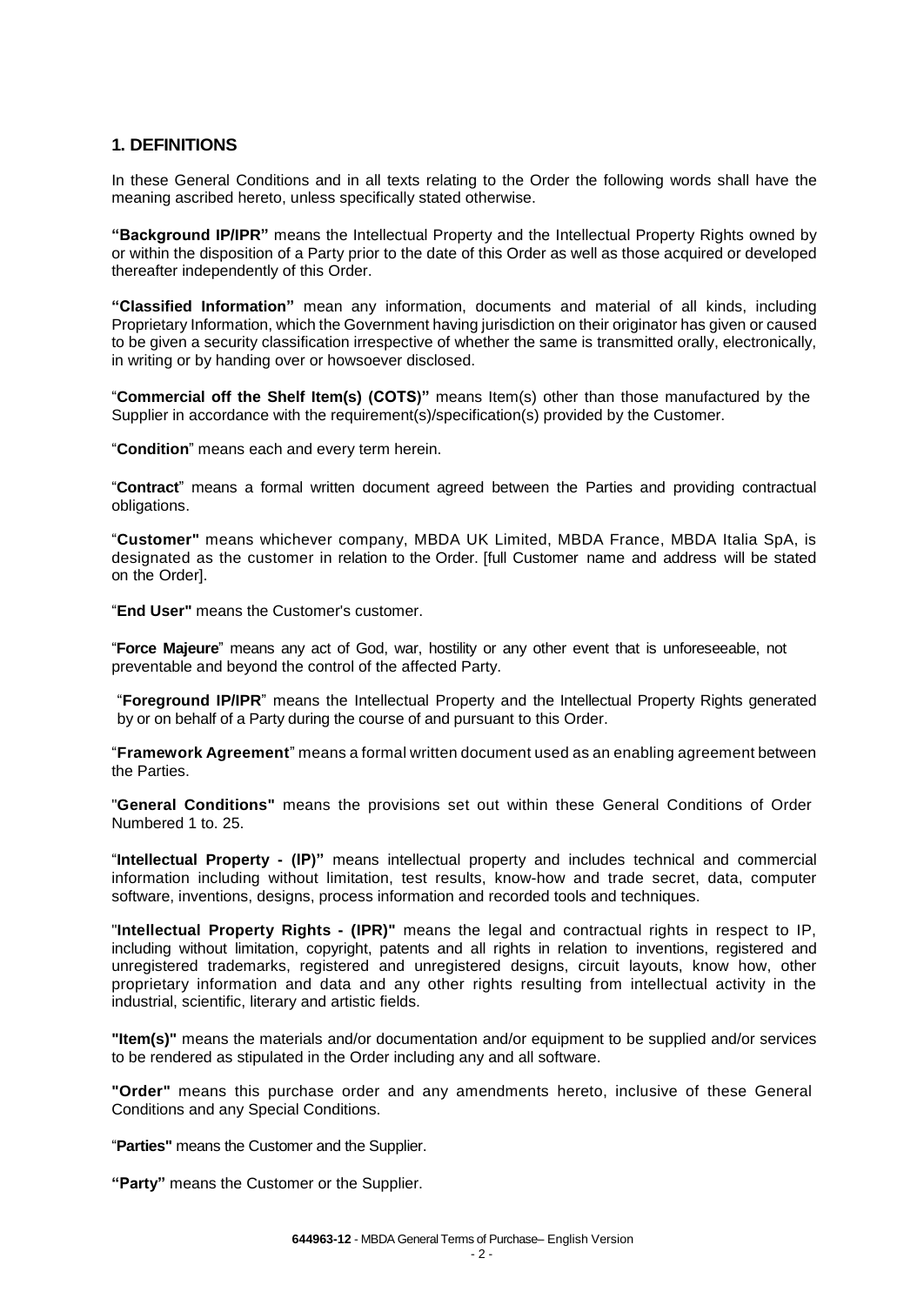## 1. DEFINITIONS

In these General Conditions and in all texts relating to the Order the following words shall have the meaning ascribed hereto, unless specifically stated otherwise.

**"Background IP/IPR"** means the Intellectual Property and the Intellectual Property Rights owned by or within the disposition of a Party prior to the date of this Order as well as those acquired or developed thereafter independently of this Order.

**"Classified Information"** mean any information, documents and material of all kinds, including Proprietary Information, which the Government having jurisdiction on their originator has given or caused to be given a security classification irrespective of whether the same is transmitted orally, electronically, in writing or by handing over or howsoever disclosed.

"**Commercial off the Shelf Item(s) (COTS)"** means Item(s) other than those manufactured by the Supplier in accordance with the requirement(s)/specification(s) provided by the Customer.

"**Condition**" means each and every term herein.

"**Contract**" means a formal written document agreed between the Parties and providing contractual obligations.

"**Customer"** means whichever company, MBDA UK Limited, MBDA France, MBDA Italia SpA, is designated as the customer in relation to the Order. [full Customer name and address will be stated on the Order].

"**End User"** means the Customer's customer.

"**Force Majeure**" means any act of God, war, hostility or any other event that is unforeseeable, not preventable and beyond the control of the affected Party.

"**Foreground IP/IPR**" means the Intellectual Property and the Intellectual Property Rights generated by or on behalf of a Party during the course of and pursuant to this Order.

"**Framework Agreement**" means a formal written document used as an enabling agreement between the Parties.

"**General Conditions"** means the provisions set out within these General Conditions of Order Numbered 1 to. 25.

"**Intellectual Property - (IP)"** means intellectual property and includes technical and commercial information including without limitation, test results, know-how and trade secret, data, computer software, inventions, designs, process information and recorded tools and techniques.

"**Intellectual Property Rights - (IPR)"** means the legal and contractual rights in respect to IP, including without limitation, copyright, patents and all rights in relation to inventions, registered and unregistered trademarks, registered and unregistered designs, circuit layouts, know how, other proprietary information and data and any other rights resulting from intellectual activity in the industrial, scientific, literary and artistic fields.

**"Item(s)"** means the materials and/or documentation and/or equipment to be supplied and/or services to be rendered as stipulated in the Order including any and all software.

**"Order"** means this purchase order and any amendments hereto, inclusive of these General Conditions and any Special Conditions.

"**Parties"** means the Customer and the Supplier.

**"Party"** means the Customer or the Supplier.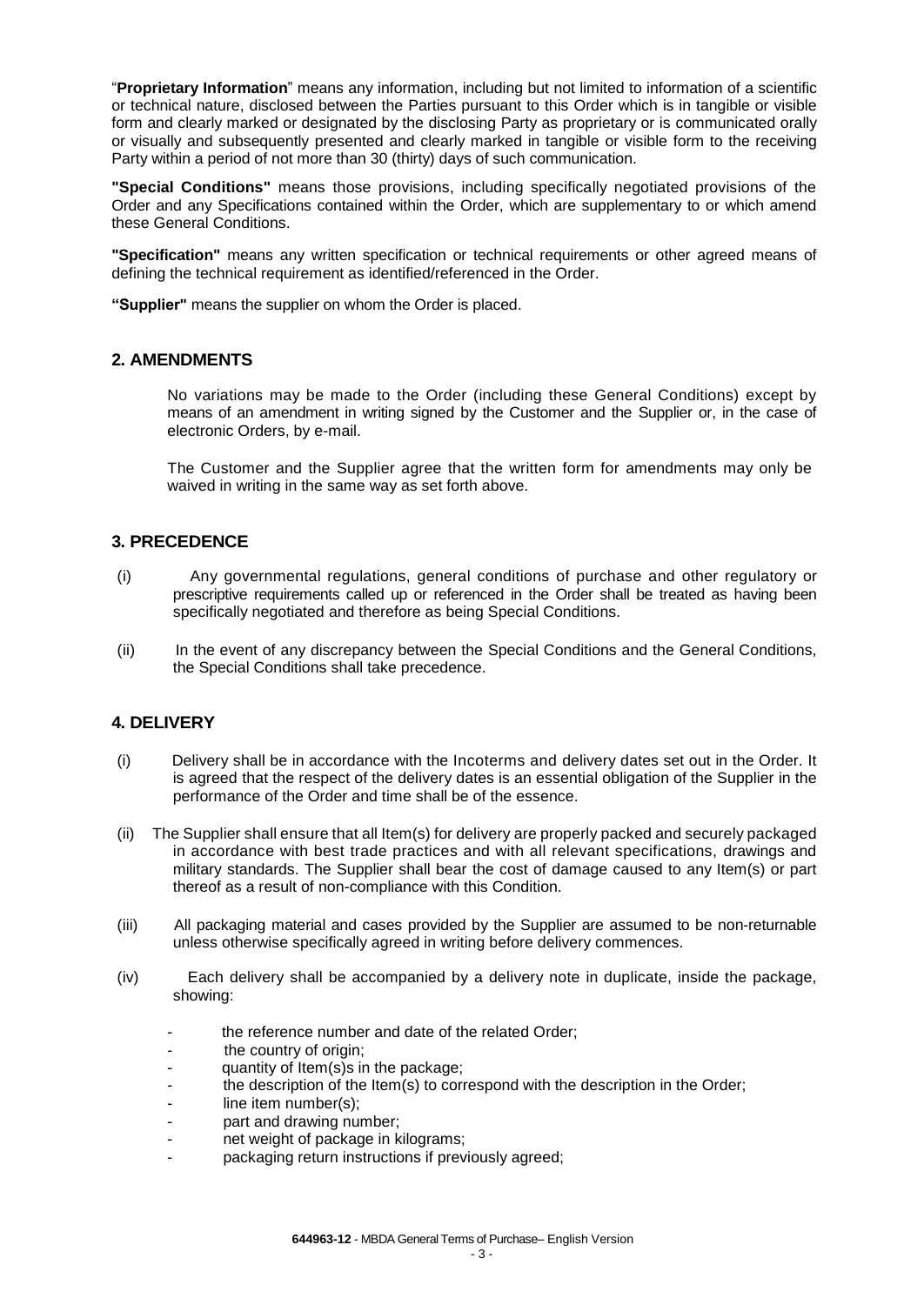"**Proprietary Information**" means any information, including but not limited to information of a scientific or technical nature, disclosed between the Parties pursuant to this Order which is in tangible or visible form and clearly marked or designated by the disclosing Party as proprietary or is communicated orally or visually and subsequently presented and clearly marked in tangible or visible form to the receiving Party within a period of not more than 30 (thirty) days of such communication.

**"Special Conditions"** means those provisions, including specifically negotiated provisions of the Order and any Specifications contained within the Order, which are supplementary to or which amend these General Conditions.

**"Specification"** means any written specification or technical requirements or other agreed means of defining the technical requirement as identified/referenced in the Order.

**"Supplier"** means the supplier on whom the Order is placed.

## 2. AMENDMENTS

No variations may be made to the Order (including these General Conditions) except by means of an amendment in writing signed by the Customer and the Supplier or, in the case of electronic Orders, by e-mail.

The Customer and the Supplier agree that the written form for amendments may only be waived in writing in the same way as set forth above.

## 3. PRECEDENCE

(i) Any governmental regulations, general conditions of purchase and other regulatory or prescriptive requirements called up or referenced in the Order shall be treated as having been specifically negotiated and therefore as being Special Conditions.

(ii) In the event of any discrepancy between the Special Conditions and the General Conditions, the Special Conditions shall take precedence.

## 4. DELIVERY

(i) Delivery shall be in accordance with the Incoterms and delivery dates set out in the Order. It is agreed that the respect of the delivery dates is an essential obligation of the Supplier in the performance of the Order and time shall be of the essence.

(ii) The Supplier shall ensure that all Item(s) for delivery are properly packed and securely packaged in accordance with best trade practices and with all relevant specifications, drawings and military standards. The Supplier shall bear the cost of damage caused to any Item(s) or part thereof as a result of non-compliance with this Condition.

(iii) All packaging material and cases provided by the Supplier are assumed to be non-returnable unless otherwise specifically agreed in writing before delivery commences.

(iv) Each delivery shall be accompanied by a delivery note in duplicate, inside the package, showing:

- the reference number and date of the related Order;
- the country of origin;
- quantity of Item(s)s in the package;
- the description of the Item(s) to correspond with the description in the Order;
- line item number(s);
- part and drawing number;
- net weight of package in kilograms;
- packaging return instructions if previously agreed;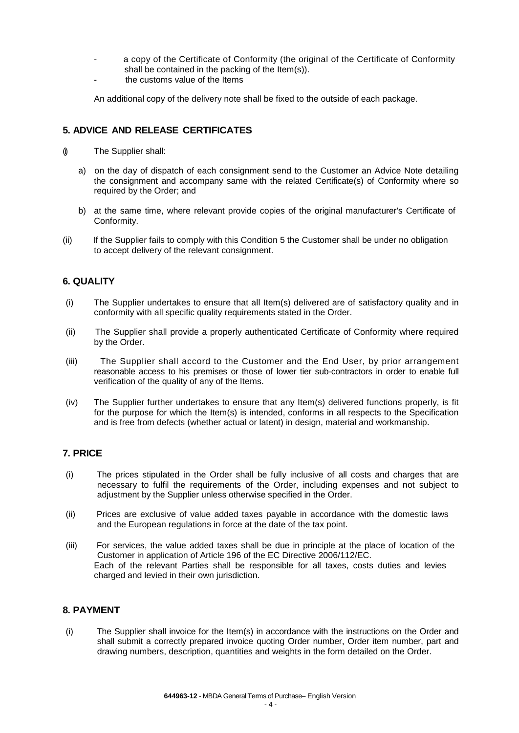- a copy of the Certificate of Conformity (the original of the Certificate of Conformity shall be contained in the packing of the Item(s)).
- the customs value of the Items

An additional copy of the delivery note shall be fixed to the outside of each package.

## 5. ADVICE AND RELEASE CERTIFICATES

(i) The Supplier shall:

a) on the day of dispatch of each consignment send to the Customer an Advice Note detailing the consignment and accompany same with the related Certificate(s) of Conformity where so required by the Order; and

b) at the same time, where relevant provide copies of the original manufacturer's Certificate of Conformity.

(ii) If the Supplier fails to comply with this Condition 5 the Customer shall be under no obligation to accept delivery of the relevant consignment.

## 6. QUALITY

(i) The Supplier undertakes to ensure that all Item(s) delivered are of satisfactory quality and in conformity with all specific quality requirements stated in the Order.

(ii) The Supplier shall provide a properly authenticated Certificate of Conformity where required by the Order.

(iii) The Supplier shall accord to the Customer and the End User, by prior arrangement reasonable access to his premises or those of lower tier sub-contractors in order to enable full verification of the quality of any of the Items.

(iv) The Supplier further undertakes to ensure that any Item(s) delivered functions properly, is fit for the purpose for which the Item(s) is intended, conforms in all respects to the Specification and is free from defects (whether actual or latent) in design, material and workmanship.

## 7. PRICE

(i) The prices stipulated in the Order shall be fully inclusive of all costs and charges that are necessary to fulfil the requirements of the Order, including expenses and not subject to adjustment by the Supplier unless otherwise specified in the Order.

(ii) Prices are exclusive of value added taxes payable in accordance with the domestic laws and the European regulations in force at the date of the tax point.

(iii) For services, the value added taxes shall be due in principle at the place of location of the Customer in application of Article 196 of the EC Directive 2006/112/EC.
Each of the relevant Parties shall be responsible for all taxes, costs duties and levies charged and levied in their own jurisdiction.

## 8. PAYMENT

(i) The Supplier shall invoice for the Item(s) in accordance with the instructions on the Order and shall submit a correctly prepared invoice quoting Order number, Order item number, part and drawing numbers, description, quantities and weights in the form detailed on the Order.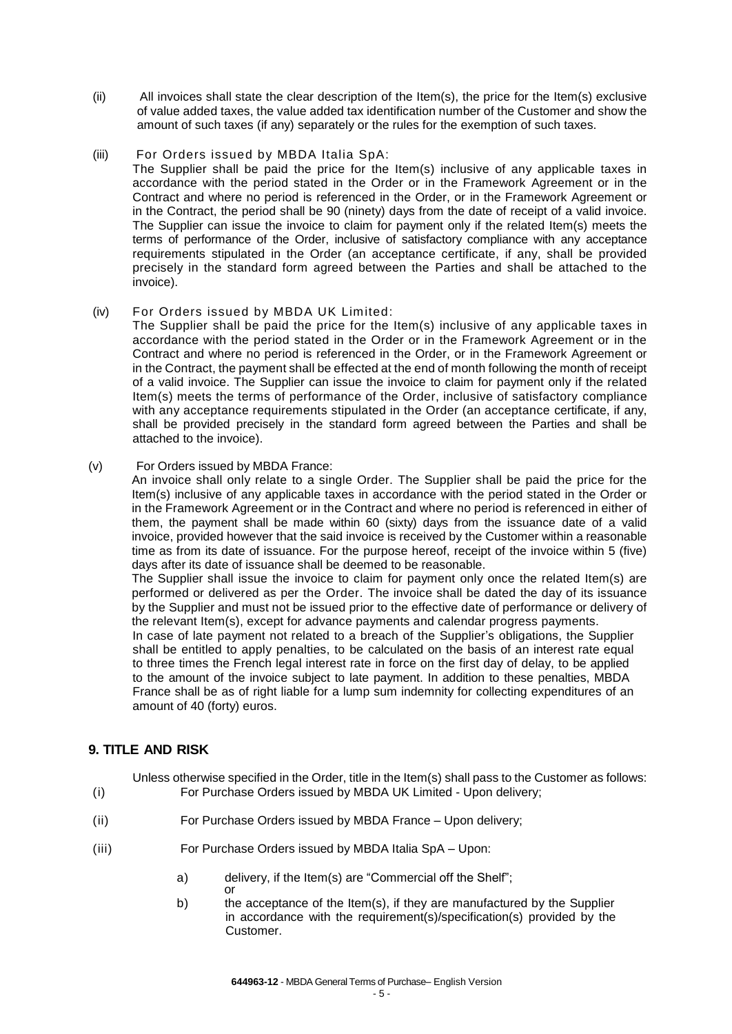(ii) All invoices shall state the clear description of the Item(s), the price for the Item(s) exclusive of value added taxes, the value added tax identification number of the Customer and show the amount of such taxes (if any) separately or the rules for the exemption of such taxes.

(iii) For Orders issued by MBDA Italia SpA:
The Supplier shall be paid the price for the Item(s) inclusive of any applicable taxes in accordance with the period stated in the Order or in the Framework Agreement or in the Contract and where no period is referenced in the Order, or in the Framework Agreement or in the Contract, the period shall be 90 (ninety) days from the date of receipt of a valid invoice. The Supplier can issue the invoice to claim for payment only if the related Item(s) meets the terms of performance of the Order, inclusive of satisfactory compliance with any acceptance requirements stipulated in the Order (an acceptance certificate, if any, shall be provided precisely in the standard form agreed between the Parties and shall be attached to the invoice).

(iv) For Orders issued by MBDA UK Limited:
The Supplier shall be paid the price for the Item(s) inclusive of any applicable taxes in accordance with the period stated in the Order or in the Framework Agreement or in the Contract and where no period is referenced in the Order, or in the Framework Agreement or in the Contract, the payment shall be effected at the end of month following the month of receipt of a valid invoice. The Supplier can issue the invoice to claim for payment only if the related Item(s) meets the terms of performance of the Order, inclusive of satisfactory compliance with any acceptance requirements stipulated in the Order (an acceptance certificate, if any, shall be provided precisely in the standard form agreed between the Parties and shall be attached to the invoice).

(v) For Orders issued by MBDA France:
An invoice shall only relate to a single Order. The Supplier shall be paid the price for the Item(s) inclusive of any applicable taxes in accordance with the period stated in the Order or in the Framework Agreement or in the Contract and where no period is referenced in either of them, the payment shall be made within 60 (sixty) days from the issuance date of a valid invoice, provided however that the said invoice is received by the Customer within a reasonable time as from its date of issuance. For the purpose hereof, receipt of the invoice within 5 (five) days after its date of issuance shall be deemed to be reasonable.
The Supplier shall issue the invoice to claim for payment only once the related Item(s) are performed or delivered as per the Order. The invoice shall be dated the day of its issuance by the Supplier and must not be issued prior to the effective date of performance or delivery of the relevant Item(s), except for advance payments and calendar progress payments.
In case of late payment not related to a breach of the Supplier's obligations, the Supplier shall be entitled to apply penalties, to be calculated on the basis of an interest rate equal to three times the French legal interest rate in force on the first day of delay, to be applied to the amount of the invoice subject to late payment. In addition to these penalties, MBDA France shall be as of right liable for a lump sum indemnity for collecting expenditures of an amount of 40 (forty) euros.

## 9. TITLE AND RISK

Unless otherwise specified in the Order, title in the Item(s) shall pass to the Customer as follows:

(i) For Purchase Orders issued by MBDA UK Limited - Upon delivery;

(ii) For Purchase Orders issued by MBDA France – Upon delivery;

(iii) For Purchase Orders issued by MBDA Italia SpA – Upon:

a) delivery, if the Item(s) are "Commercial off the Shelf";
or

b) the acceptance of the Item(s), if they are manufactured by the Supplier in accordance with the requirement(s)/specification(s) provided by the Customer.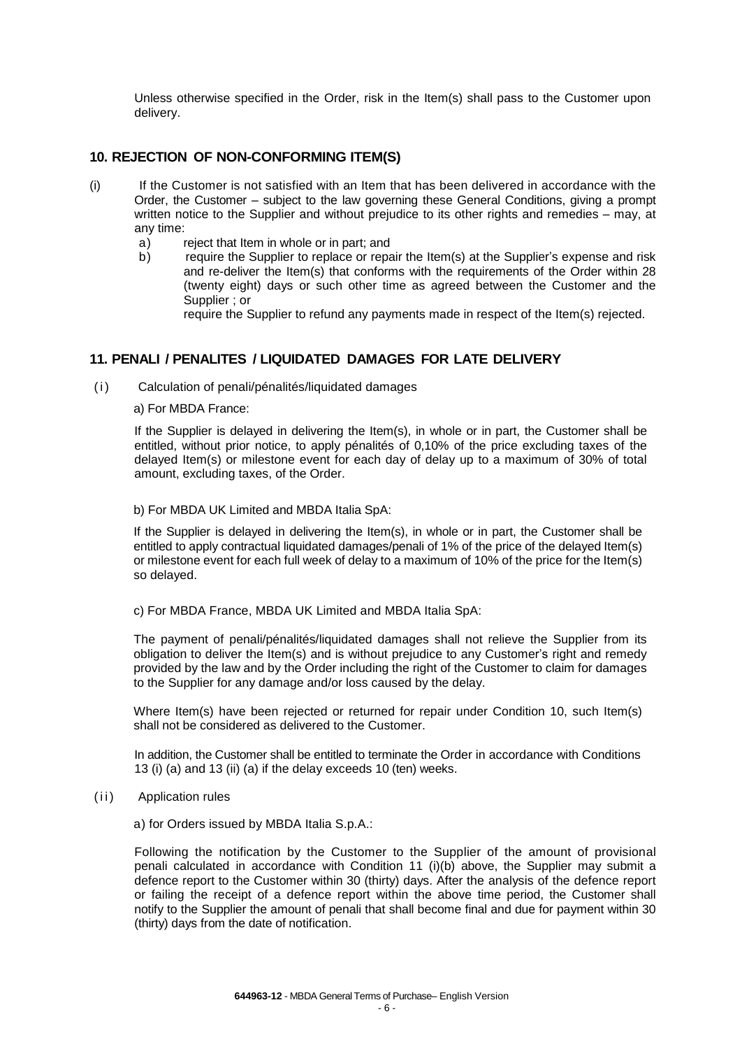Unless otherwise specified in the Order, risk in the Item(s) shall pass to the Customer upon delivery.

## 10. REJECTION OF NON-CONFORMING ITEM(S)

(i) If the Customer is not satisfied with an Item that has been delivered in accordance with the Order, the Customer – subject to the law governing these General Conditions, giving a prompt written notice to the Supplier and without prejudice to its other rights and remedies – may, at any time:

a) reject that Item in whole or in part; and

b) require the Supplier to replace or repair the Item(s) at the Supplier's expense and risk and re-deliver the Item(s) that conforms with the requirements of the Order within 28 (twenty eight) days or such other time as agreed between the Customer and the Supplier ; or

require the Supplier to refund any payments made in respect of the Item(s) rejected.

## 11. PENALI / PENALITES / LIQUIDATED DAMAGES FOR LATE DELIVERY

(i) Calculation of penali/pénalités/liquidated damages

a) For MBDA France:

If the Supplier is delayed in delivering the Item(s), in whole or in part, the Customer shall be entitled, without prior notice, to apply pénalités of 0,10% of the price excluding taxes of the delayed Item(s) or milestone event for each day of delay up to a maximum of 30% of total amount, excluding taxes, of the Order.

b) For MBDA UK Limited and MBDA Italia SpA:

If the Supplier is delayed in delivering the Item(s), in whole or in part, the Customer shall be entitled to apply contractual liquidated damages/penali of 1% of the price of the delayed Item(s) or milestone event for each full week of delay to a maximum of 10% of the price for the Item(s) so delayed.

c) For MBDA France, MBDA UK Limited and MBDA Italia SpA:

The payment of penali/pénalités/liquidated damages shall not relieve the Supplier from its obligation to deliver the Item(s) and is without prejudice to any Customer's right and remedy provided by the law and by the Order including the right of the Customer to claim for damages to the Supplier for any damage and/or loss caused by the delay.

Where Item(s) have been rejected or returned for repair under Condition 10, such Item(s) shall not be considered as delivered to the Customer.

In addition, the Customer shall be entitled to terminate the Order in accordance with Conditions 13 (i) (a) and 13 (ii) (a) if the delay exceeds 10 (ten) weeks.

(ii) Application rules

a) for Orders issued by MBDA Italia S.p.A.:

Following the notification by the Customer to the Supplier of the amount of provisional penali calculated in accordance with Condition 11 (i)(b) above, the Supplier may submit a defence report to the Customer within 30 (thirty) days. After the analysis of the defence report or failing the receipt of a defence report within the above time period, the Customer shall notify to the Supplier the amount of penali that shall become final and due for payment within 30 (thirty) days from the date of notification.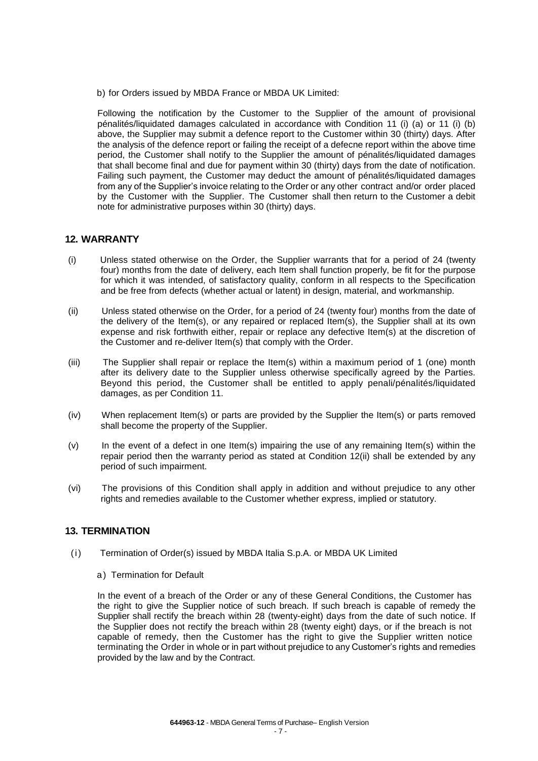b) for Orders issued by MBDA France or MBDA UK Limited:

Following the notification by the Customer to the Supplier of the amount of provisional pénalités/liquidated damages calculated in accordance with Condition 11 (i) (a) or 11 (i) (b) above, the Supplier may submit a defence report to the Customer within 30 (thirty) days. After the analysis of the defence report or failing the receipt of a defecne report within the above time period, the Customer shall notify to the Supplier the amount of pénalités/liquidated damages that shall become final and due for payment within 30 (thirty) days from the date of notification. Failing such payment, the Customer may deduct the amount of pénalités/liquidated damages from any of the Supplier's invoice relating to the Order or any other contract and/or order placed by the Customer with the Supplier. The Customer shall then return to the Customer a debit note for administrative purposes within 30 (thirty) days.

## 12. WARRANTY

(i) Unless stated otherwise on the Order, the Supplier warrants that for a period of 24 (twenty four) months from the date of delivery, each Item shall function properly, be fit for the purpose for which it was intended, of satisfactory quality, conform in all respects to the Specification and be free from defects (whether actual or latent) in design, material, and workmanship.

(ii) Unless stated otherwise on the Order, for a period of 24 (twenty four) months from the date of the delivery of the Item(s), or any repaired or replaced Item(s), the Supplier shall at its own expense and risk forthwith either, repair or replace any defective Item(s) at the discretion of the Customer and re-deliver Item(s) that comply with the Order.

(iii) The Supplier shall repair or replace the Item(s) within a maximum period of 1 (one) month after its delivery date to the Supplier unless otherwise specifically agreed by the Parties. Beyond this period, the Customer shall be entitled to apply penali/pénalités/liquidated damages, as per Condition 11.

(iv) When replacement Item(s) or parts are provided by the Supplier the Item(s) or parts removed shall become the property of the Supplier.

(v) In the event of a defect in one Item(s) impairing the use of any remaining Item(s) within the repair period then the warranty period as stated at Condition 12(ii) shall be extended by any period of such impairment.

(vi) The provisions of this Condition shall apply in addition and without prejudice to any other rights and remedies available to the Customer whether express, implied or statutory.

## 13. TERMINATION

(i) Termination of Order(s) issued by MBDA Italia S.p.A. or MBDA UK Limited

a) Termination for Default

In the event of a breach of the Order or any of these General Conditions, the Customer has the right to give the Supplier notice of such breach. If such breach is capable of remedy the Supplier shall rectify the breach within 28 (twenty-eight) days from the date of such notice. If the Supplier does not rectify the breach within 28 (twenty eight) days, or if the breach is not capable of remedy, then the Customer has the right to give the Supplier written notice terminating the Order in whole or in part without prejudice to any Customer's rights and remedies provided by the law and by the Contract.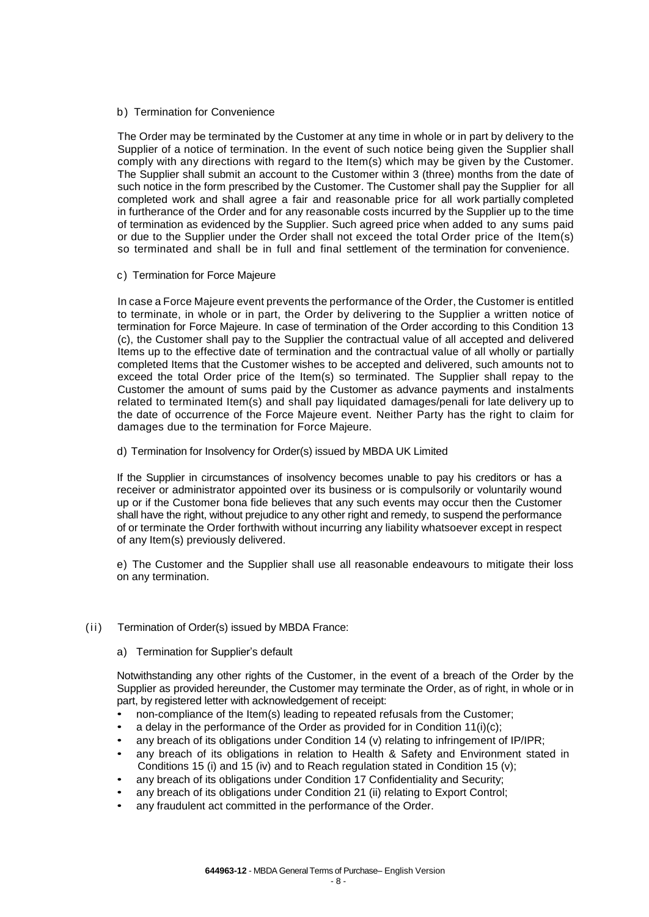b) Termination for Convenience

The Order may be terminated by the Customer at any time in whole or in part by delivery to the Supplier of a notice of termination. In the event of such notice being given the Supplier shall comply with any directions with regard to the Item(s) which may be given by the Customer. The Supplier shall submit an account to the Customer within 3 (three) months from the date of such notice in the form prescribed by the Customer. The Customer shall pay the Supplier for all completed work and shall agree a fair and reasonable price for all work partially completed in furtherance of the Order and for any reasonable costs incurred by the Supplier up to the time of termination as evidenced by the Supplier. Such agreed price when added to any sums paid or due to the Supplier under the Order shall not exceed the total Order price of the Item(s) so terminated and shall be in full and final settlement of the termination for convenience.

c) Termination for Force Majeure

In case a Force Majeure event prevents the performance of the Order, the Customer is entitled to terminate, in whole or in part, the Order by delivering to the Supplier a written notice of termination for Force Majeure. In case of termination of the Order according to this Condition 13 (c), the Customer shall pay to the Supplier the contractual value of all accepted and delivered Items up to the effective date of termination and the contractual value of all wholly or partially completed Items that the Customer wishes to be accepted and delivered, such amounts not to exceed the total Order price of the Item(s) so terminated. The Supplier shall repay to the Customer the amount of sums paid by the Customer as advance payments and instalments related to terminated Item(s) and shall pay liquidated damages/penali for late delivery up to the date of occurrence of the Force Majeure event. Neither Party has the right to claim for damages due to the termination for Force Majeure.

d) Termination for Insolvency for Order(s) issued by MBDA UK Limited

If the Supplier in circumstances of insolvency becomes unable to pay his creditors or has a receiver or administrator appointed over its business or is compulsorily or voluntarily wound up or if the Customer bona fide believes that any such events may occur then the Customer shall have the right, without prejudice to any other right and remedy, to suspend the performance of or terminate the Order forthwith without incurring any liability whatsoever except in respect of any Item(s) previously delivered.

e) The Customer and the Supplier shall use all reasonable endeavours to mitigate their loss on any termination.

(ii) Termination of Order(s) issued by MBDA France:

a) Termination for Supplier's default

Notwithstanding any other rights of the Customer, in the event of a breach of the Order by the Supplier as provided hereunder, the Customer may terminate the Order, as of right, in whole or in part, by registered letter with acknowledgement of receipt:

- non-compliance of the Item(s) leading to repeated refusals from the Customer;
- a delay in the performance of the Order as provided for in Condition 11(i)(c);
- any breach of its obligations under Condition 14 (v) relating to infringement of IP/IPR;
- any breach of its obligations in relation to Health & Safety and Environment stated in Conditions 15 (i) and 15 (iv) and to Reach regulation stated in Condition 15 (v);
- any breach of its obligations under Condition 17 Confidentiality and Security;
- any breach of its obligations under Condition 21 (ii) relating to Export Control;
- any fraudulent act committed in the performance of the Order.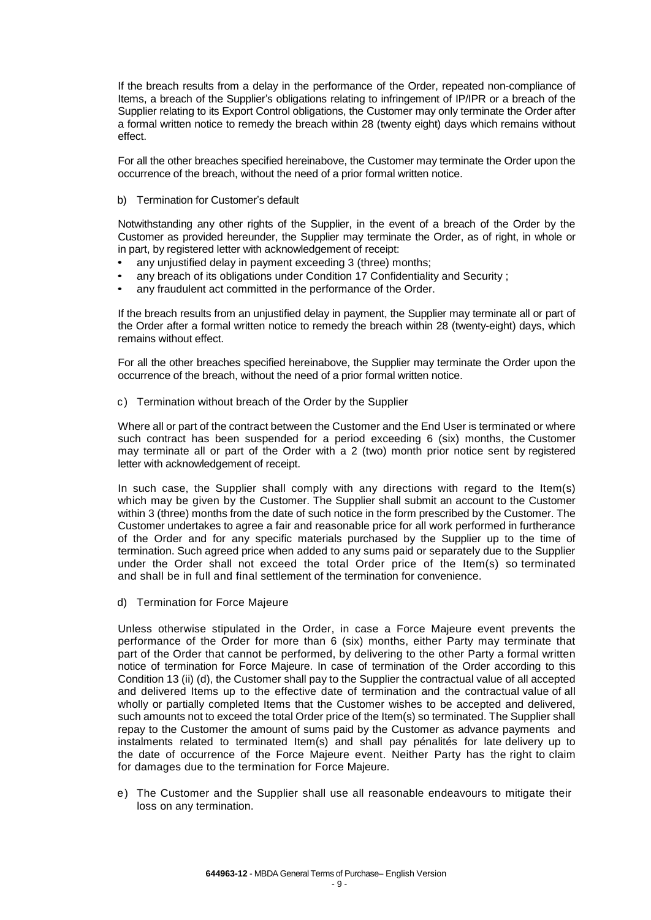If the breach results from a delay in the performance of the Order, repeated non-compliance of Items, a breach of the Supplier's obligations relating to infringement of IP/IPR or a breach of the Supplier relating to its Export Control obligations, the Customer may only terminate the Order after a formal written notice to remedy the breach within 28 (twenty eight) days which remains without effect.

For all the other breaches specified hereinabove, the Customer may terminate the Order upon the occurrence of the breach, without the need of a prior formal written notice.

b) Termination for Customer's default

Notwithstanding any other rights of the Supplier, in the event of a breach of the Order by the Customer as provided hereunder, the Supplier may terminate the Order, as of right, in whole or in part, by registered letter with acknowledgement of receipt:

- any unjustified delay in payment exceeding 3 (three) months;
- any breach of its obligations under Condition 17 Confidentiality and Security ;
- any fraudulent act committed in the performance of the Order.

If the breach results from an unjustified delay in payment, the Supplier may terminate all or part of the Order after a formal written notice to remedy the breach within 28 (twenty-eight) days, which remains without effect.

For all the other breaches specified hereinabove, the Supplier may terminate the Order upon the occurrence of the breach, without the need of a prior formal written notice.

c) Termination without breach of the Order by the Supplier

Where all or part of the contract between the Customer and the End User is terminated or where such contract has been suspended for a period exceeding 6 (six) months, the Customer may terminate all or part of the Order with a 2 (two) month prior notice sent by registered letter with acknowledgement of receipt.

In such case, the Supplier shall comply with any directions with regard to the Item(s) which may be given by the Customer. The Supplier shall submit an account to the Customer within 3 (three) months from the date of such notice in the form prescribed by the Customer. The Customer undertakes to agree a fair and reasonable price for all work performed in furtherance of the Order and for any specific materials purchased by the Supplier up to the time of termination. Such agreed price when added to any sums paid or separately due to the Supplier under the Order shall not exceed the total Order price of the Item(s) so terminated and shall be in full and final settlement of the termination for convenience.

d) Termination for Force Majeure

Unless otherwise stipulated in the Order, in case a Force Majeure event prevents the performance of the Order for more than 6 (six) months, either Party may terminate that part of the Order that cannot be performed, by delivering to the other Party a formal written notice of termination for Force Majeure. In case of termination of the Order according to this Condition 13 (ii) (d), the Customer shall pay to the Supplier the contractual value of all accepted and delivered Items up to the effective date of termination and the contractual value of all wholly or partially completed Items that the Customer wishes to be accepted and delivered, such amounts not to exceed the total Order price of the Item(s) so terminated. The Supplier shall repay to the Customer the amount of sums paid by the Customer as advance payments and instalments related to terminated Item(s) and shall pay pénalités for late delivery up to the date of occurrence of the Force Majeure event. Neither Party has the right to claim for damages due to the termination for Force Majeure.

e) The Customer and the Supplier shall use all reasonable endeavours to mitigate their loss on any termination.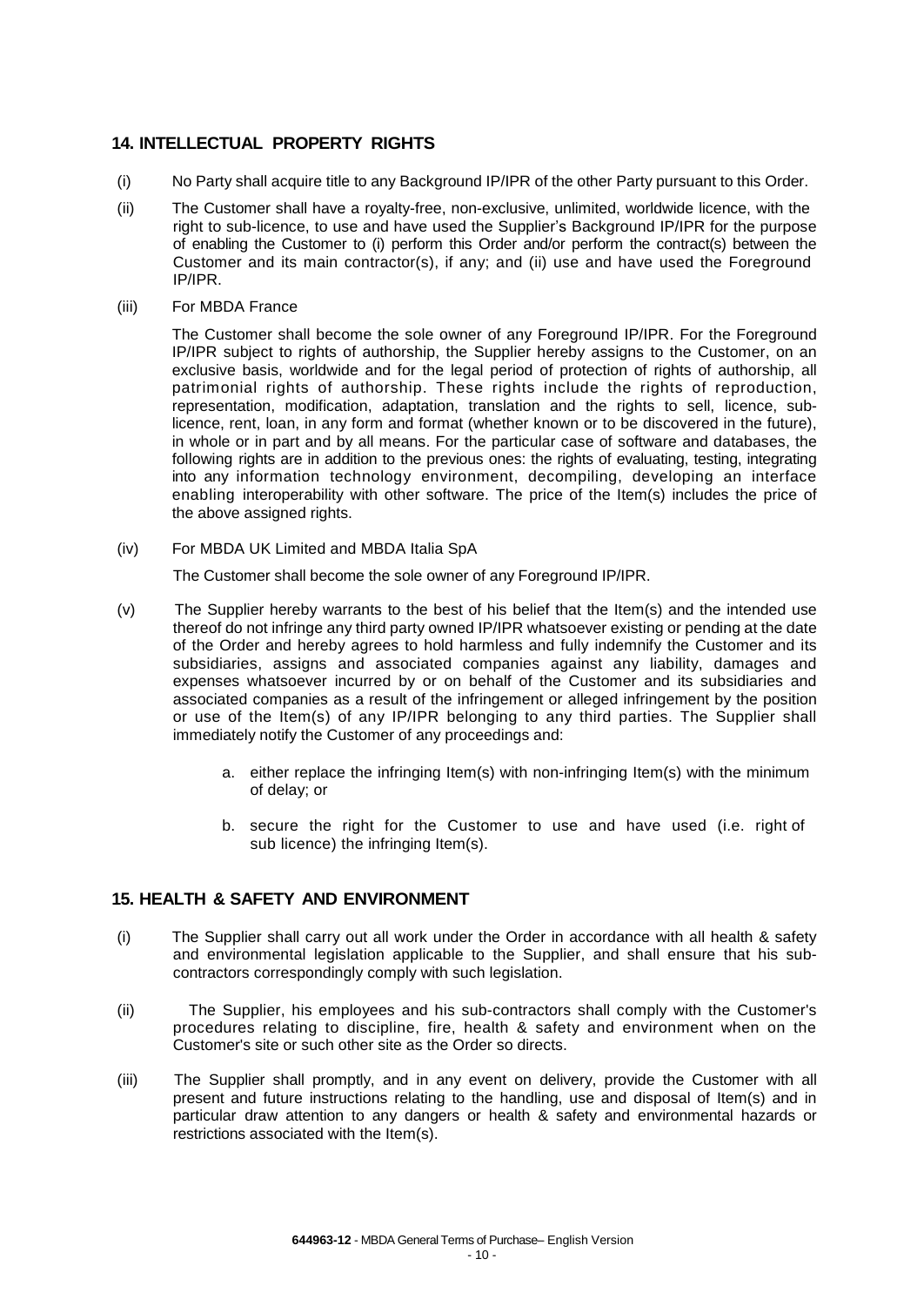## 14. INTELLECTUAL PROPERTY RIGHTS

(i) No Party shall acquire title to any Background IP/IPR of the other Party pursuant to this Order.

(ii) The Customer shall have a royalty-free, non-exclusive, unlimited, worldwide licence, with the right to sub-licence, to use and have used the Supplier's Background IP/IPR for the purpose of enabling the Customer to (i) perform this Order and/or perform the contract(s) between the Customer and its main contractor(s), if any; and (ii) use and have used the Foreground IP/IPR.

(iii) For MBDA France

The Customer shall become the sole owner of any Foreground IP/IPR. For the Foreground IP/IPR subject to rights of authorship, the Supplier hereby assigns to the Customer, on an exclusive basis, worldwide and for the legal period of protection of rights of authorship, all patrimonial rights of authorship. These rights include the rights of reproduction, representation, modification, adaptation, translation and the rights to sell, licence, sub-licence, rent, loan, in any form and format (whether known or to be discovered in the future), in whole or in part and by all means. For the particular case of software and databases, the following rights are in addition to the previous ones: the rights of evaluating, testing, integrating into any information technology environment, decompiling, developing an interface enabling interoperability with other software. The price of the Item(s) includes the price of the above assigned rights.

(iv) For MBDA UK Limited and MBDA Italia SpA

The Customer shall become the sole owner of any Foreground IP/IPR.

(v) The Supplier hereby warrants to the best of his belief that the Item(s) and the intended use thereof do not infringe any third party owned IP/IPR whatsoever existing or pending at the date of the Order and hereby agrees to hold harmless and fully indemnify the Customer and its subsidiaries, assigns and associated companies against any liability, damages and expenses whatsoever incurred by or on behalf of the Customer and its subsidiaries and associated companies as a result of the infringement or alleged infringement by the position or use of the Item(s) of any IP/IPR belonging to any third parties. The Supplier shall immediately notify the Customer of any proceedings and:

a. either replace the infringing Item(s) with non-infringing Item(s) with the minimum of delay; or

b. secure the right for the Customer to use and have used (i.e. right of sub licence) the infringing Item(s).

## 15. HEALTH & SAFETY AND ENVIRONMENT

(i) The Supplier shall carry out all work under the Order in accordance with all health & safety and environmental legislation applicable to the Supplier, and shall ensure that his sub-contractors correspondingly comply with such legislation.

(ii) The Supplier, his employees and his sub-contractors shall comply with the Customer's procedures relating to discipline, fire, health & safety and environment when on the Customer's site or such other site as the Order so directs.

(iii) The Supplier shall promptly, and in any event on delivery, provide the Customer with all present and future instructions relating to the handling, use and disposal of Item(s) and in particular draw attention to any dangers or health & safety and environmental hazards or restrictions associated with the Item(s).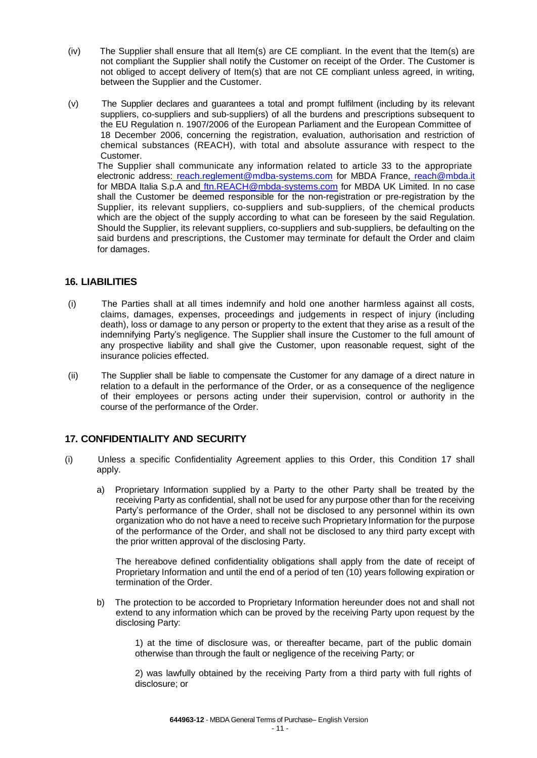(iv) The Supplier shall ensure that all Item(s) are CE compliant. In the event that the Item(s) are not compliant the Supplier shall notify the Customer on receipt of the Order. The Customer is not obliged to accept delivery of Item(s) that are not CE compliant unless agreed, in writing, between the Supplier and the Customer.

(v) The Supplier declares and guarantees a total and prompt fulfilment (including by its relevant suppliers, co-suppliers and sub-suppliers) of all the burdens and prescriptions subsequent to the EU Regulation n. 1907/2006 of the European Parliament and the European Committee of 18 December 2006, concerning the registration, evaluation, authorisation and restriction of chemical substances (REACH), with total and absolute assurance with respect to the Customer.
The Supplier shall communicate any information related to article 33 to the appropriate electronic address: reach.reglement@mdba-systems.com for MBDA France, reach@mbda.it for MBDA Italia S.p.A and ftn.REACH@mbda-systems.com for MBDA UK Limited. In no case shall the Customer be deemed responsible for the non-registration or pre-registration by the Supplier, its relevant suppliers, co-suppliers and sub-suppliers, of the chemical products which are the object of the supply according to what can be foreseen by the said Regulation. Should the Supplier, its relevant suppliers, co-suppliers and sub-suppliers, be defaulting on the said burdens and prescriptions, the Customer may terminate for default the Order and claim for damages.

## 16. LIABILITIES

(i) The Parties shall at all times indemnify and hold one another harmless against all costs, claims, damages, expenses, proceedings and judgements in respect of injury (including death), loss or damage to any person or property to the extent that they arise as a result of the indemnifying Party's negligence. The Supplier shall insure the Customer to the full amount of any prospective liability and shall give the Customer, upon reasonable request, sight of the insurance policies effected.

(ii) The Supplier shall be liable to compensate the Customer for any damage of a direct nature in relation to a default in the performance of the Order, or as a consequence of the negligence of their employees or persons acting under their supervision, control or authority in the course of the performance of the Order.

## 17. CONFIDENTIALITY AND SECURITY

(i) Unless a specific Confidentiality Agreement applies to this Order, this Condition 17 shall apply.

a) Proprietary Information supplied by a Party to the other Party shall be treated by the receiving Party as confidential, shall not be used for any purpose other than for the receiving Party's performance of the Order, shall not be disclosed to any personnel within its own organization who do not have a need to receive such Proprietary Information for the purpose of the performance of the Order, and shall not be disclosed to any third party except with the prior written approval of the disclosing Party.

The hereabove defined confidentiality obligations shall apply from the date of receipt of Proprietary Information and until the end of a period of ten (10) years following expiration or termination of the Order.

b) The protection to be accorded to Proprietary Information hereunder does not and shall not extend to any information which can be proved by the receiving Party upon request by the disclosing Party:

1) at the time of disclosure was, or thereafter became, part of the public domain otherwise than through the fault or negligence of the receiving Party; or

2) was lawfully obtained by the receiving Party from a third party with full rights of disclosure; or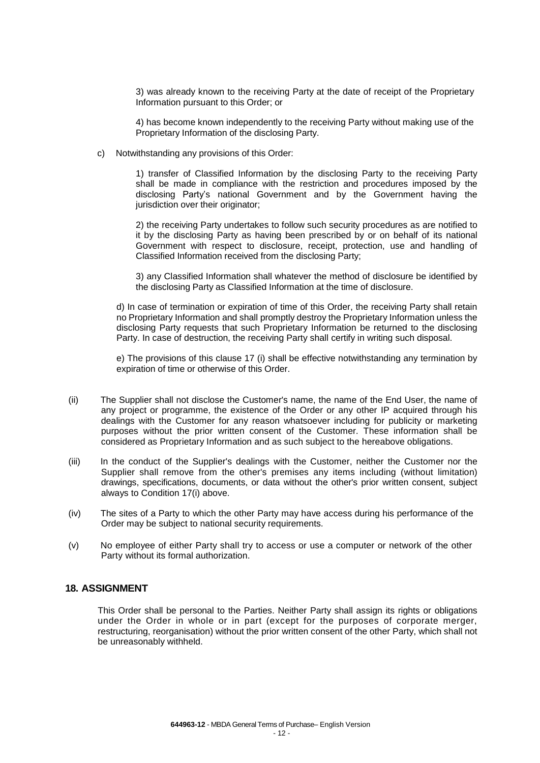3) was already known to the receiving Party at the date of receipt of the Proprietary Information pursuant to this Order; or

4) has become known independently to the receiving Party without making use of the Proprietary Information of the disclosing Party.

c) Notwithstanding any provisions of this Order:

1) transfer of Classified Information by the disclosing Party to the receiving Party shall be made in compliance with the restriction and procedures imposed by the disclosing Party's national Government and by the Government having the jurisdiction over their originator;

2) the receiving Party undertakes to follow such security procedures as are notified to it by the disclosing Party as having been prescribed by or on behalf of its national Government with respect to disclosure, receipt, protection, use and handling of Classified Information received from the disclosing Party;

3) any Classified Information shall whatever the method of disclosure be identified by the disclosing Party as Classified Information at the time of disclosure.

d) In case of termination or expiration of time of this Order, the receiving Party shall retain no Proprietary Information and shall promptly destroy the Proprietary Information unless the disclosing Party requests that such Proprietary Information be returned to the disclosing Party. In case of destruction, the receiving Party shall certify in writing such disposal.

e) The provisions of this clause 17 (i) shall be effective notwithstanding any termination by expiration of time or otherwise of this Order.

(ii) The Supplier shall not disclose the Customer's name, the name of the End User, the name of any project or programme, the existence of the Order or any other IP acquired through his dealings with the Customer for any reason whatsoever including for publicity or marketing purposes without the prior written consent of the Customer. These information shall be considered as Proprietary Information and as such subject to the hereabove obligations.

(iii) In the conduct of the Supplier's dealings with the Customer, neither the Customer nor the Supplier shall remove from the other's premises any items including (without limitation) drawings, specifications, documents, or data without the other's prior written consent, subject always to Condition 17(i) above.

(iv) The sites of a Party to which the other Party may have access during his performance of the Order may be subject to national security requirements.

(v) No employee of either Party shall try to access or use a computer or network of the other Party without its formal authorization.

## 18. ASSIGNMENT

This Order shall be personal to the Parties. Neither Party shall assign its rights or obligations under the Order in whole or in part (except for the purposes of corporate merger, restructuring, reorganisation) without the prior written consent of the other Party, which shall not be unreasonably withheld.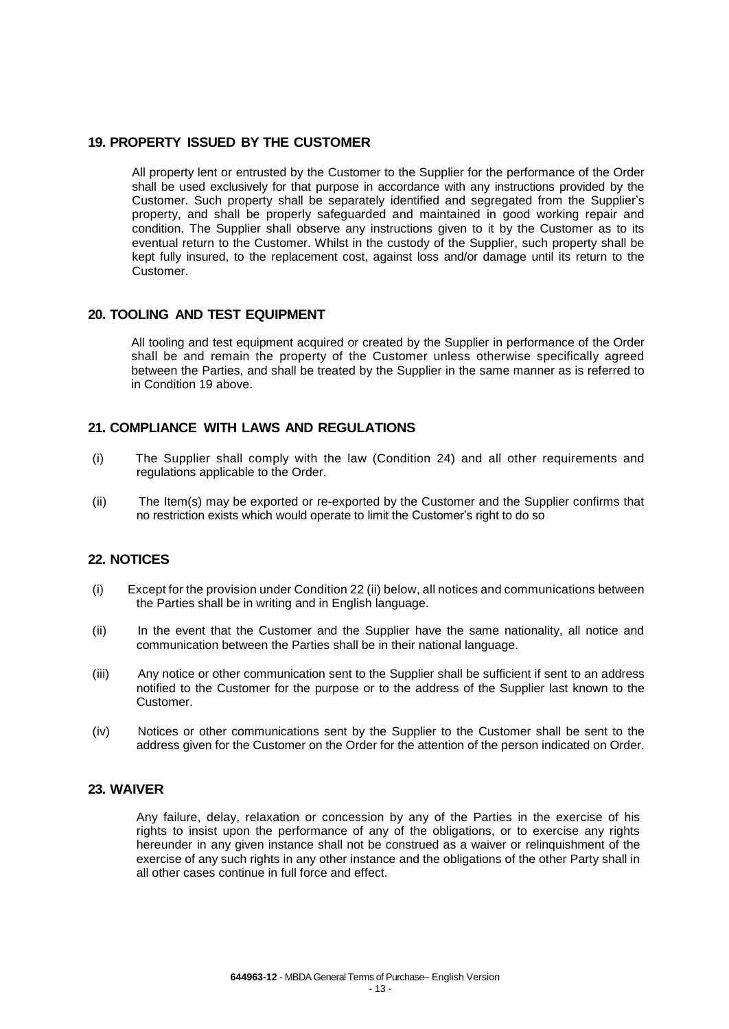## 19. PROPERTY ISSUED BY THE CUSTOMER

All property lent or entrusted by the Customer to the Supplier for the performance of the Order shall be used exclusively for that purpose in accordance with any instructions provided by the Customer. Such property shall be separately identified and segregated from the Supplier's property, and shall be properly safeguarded and maintained in good working repair and condition. The Supplier shall observe any instructions given to it by the Customer as to its eventual return to the Customer. Whilst in the custody of the Supplier, such property shall be kept fully insured, to the replacement cost, against loss and/or damage until its return to the Customer.

## 20. TOOLING AND TEST EQUIPMENT

All tooling and test equipment acquired or created by the Supplier in performance of the Order shall be and remain the property of the Customer unless otherwise specifically agreed between the Parties, and shall be treated by the Supplier in the same manner as is referred to in Condition 19 above.

## 21. COMPLIANCE WITH LAWS AND REGULATIONS

(i) The Supplier shall comply with the law (Condition 24) and all other requirements and regulations applicable to the Order.

(ii) The Item(s) may be exported or re-exported by the Customer and the Supplier confirms that no restriction exists which would operate to limit the Customer's right to do so

## 22. NOTICES

(i) Except for the provision under Condition 22 (ii) below, all notices and communications between the Parties shall be in writing and in English language.

(ii) In the event that the Customer and the Supplier have the same nationality, all notice and communication between the Parties shall be in their national language.

(iii) Any notice or other communication sent to the Supplier shall be sufficient if sent to an address notified to the Customer for the purpose or to the address of the Supplier last known to the Customer.

(iv) Notices or other communications sent by the Supplier to the Customer shall be sent to the address given for the Customer on the Order for the attention of the person indicated on Order.

## 23. WAIVER

Any failure, delay, relaxation or concession by any of the Parties in the exercise of his rights to insist upon the performance of any of the obligations, or to exercise any rights hereunder in any given instance shall not be construed as a waiver or relinquishment of the exercise of any such rights in any other instance and the obligations of the other Party shall in all other cases continue in full force and effect.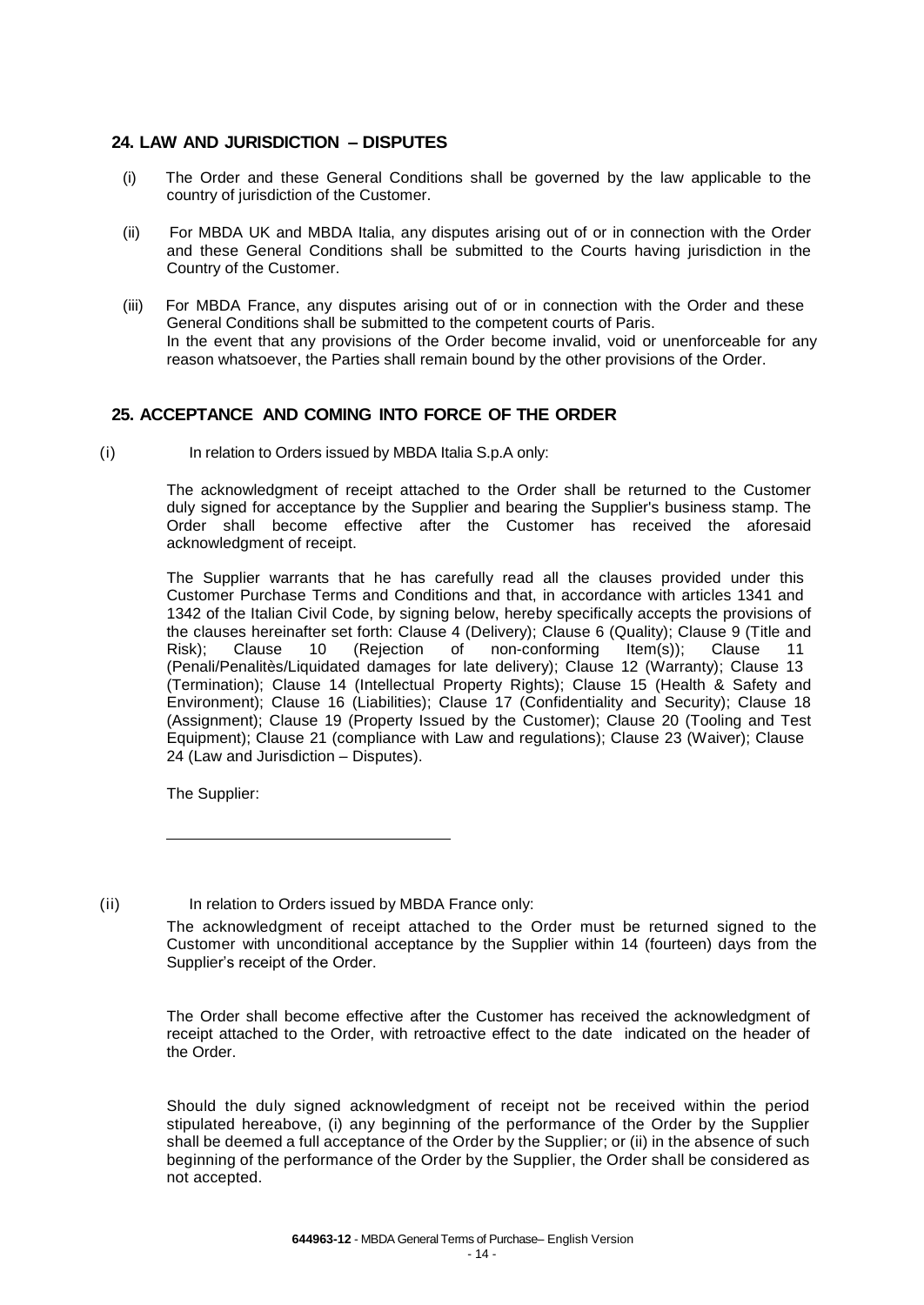## 24. LAW AND JURISDICTION – DISPUTES

(i) The Order and these General Conditions shall be governed by the law applicable to the country of jurisdiction of the Customer.

(ii) For MBDA UK and MBDA Italia, any disputes arising out of or in connection with the Order and these General Conditions shall be submitted to the Courts having jurisdiction in the Country of the Customer.

(iii) For MBDA France, any disputes arising out of or in connection with the Order and these General Conditions shall be submitted to the competent courts of Paris.
In the event that any provisions of the Order become invalid, void or unenforceable for any reason whatsoever, the Parties shall remain bound by the other provisions of the Order.

## 25. ACCEPTANCE AND COMING INTO FORCE OF THE ORDER

(i) In relation to Orders issued by MBDA Italia S.p.A only:

The acknowledgment of receipt attached to the Order shall be returned to the Customer duly signed for acceptance by the Supplier and bearing the Supplier's business stamp. The Order shall become effective after the Customer has received the aforesaid acknowledgment of receipt.

The Supplier warrants that he has carefully read all the clauses provided under this Customer Purchase Terms and Conditions and that, in accordance with articles 1341 and 1342 of the Italian Civil Code, by signing below, hereby specifically accepts the provisions of the clauses hereinafter set forth: Clause 4 (Delivery); Clause 6 (Quality); Clause 9 (Title and Risk); Clause 10 (Rejection of non-conforming Item(s)); Clause 11 (Penali/Penalitès/Liquidated damages for late delivery); Clause 12 (Warranty); Clause 13 (Termination); Clause 14 (Intellectual Property Rights); Clause 15 (Health & Safety and Environment); Clause 16 (Liabilities); Clause 17 (Confidentiality and Security); Clause 18 (Assignment); Clause 19 (Property Issued by the Customer); Clause 20 (Tooling and Test Equipment); Clause 21 (compliance with Law and regulations); Clause 23 (Waiver); Clause 24 (Law and Jurisdiction – Disputes).

The Supplier:

\_\_\_\_\_\_\_\_\_\_\_\_\_\_\_\_\_\_\_\_\_\_\_\_\_\_\_\_\_\_\_\_

(ii) In relation to Orders issued by MBDA France only:

The acknowledgment of receipt attached to the Order must be returned signed to the Customer with unconditional acceptance by the Supplier within 14 (fourteen) days from the Supplier's receipt of the Order.

The Order shall become effective after the Customer has received the acknowledgment of receipt attached to the Order, with retroactive effect to the date indicated on the header of the Order.

Should the duly signed acknowledgment of receipt not be received within the period stipulated hereabove, (i) any beginning of the performance of the Order by the Supplier shall be deemed a full acceptance of the Order by the Supplier; or (ii) in the absence of such beginning of the performance of the Order by the Supplier, the Order shall be considered as not accepted.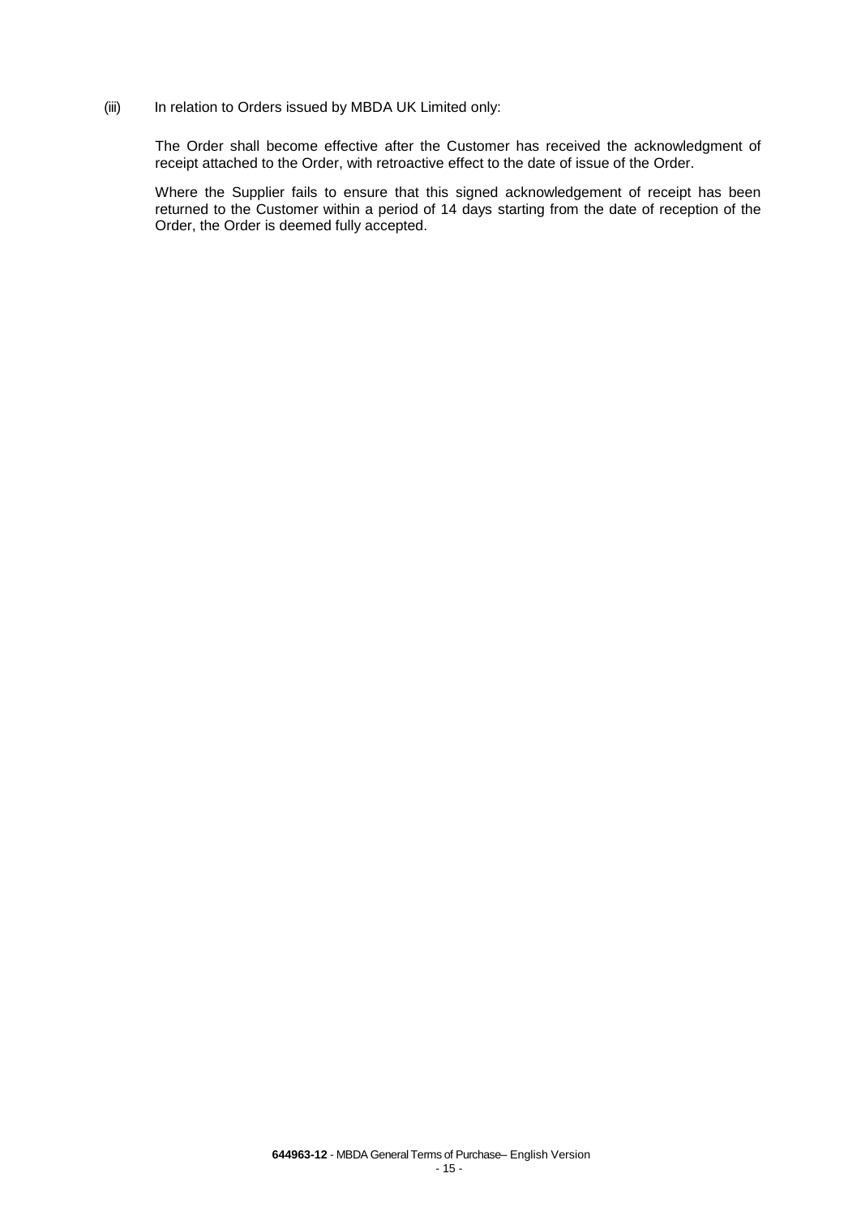(iii) In relation to Orders issued by MBDA UK Limited only:

The Order shall become effective after the Customer has received the acknowledgment of receipt attached to the Order, with retroactive effect to the date of issue of the Order.

Where the Supplier fails to ensure that this signed acknowledgement of receipt has been returned to the Customer within a period of 14 days starting from the date of reception of the Order, the Order is deemed fully accepted.